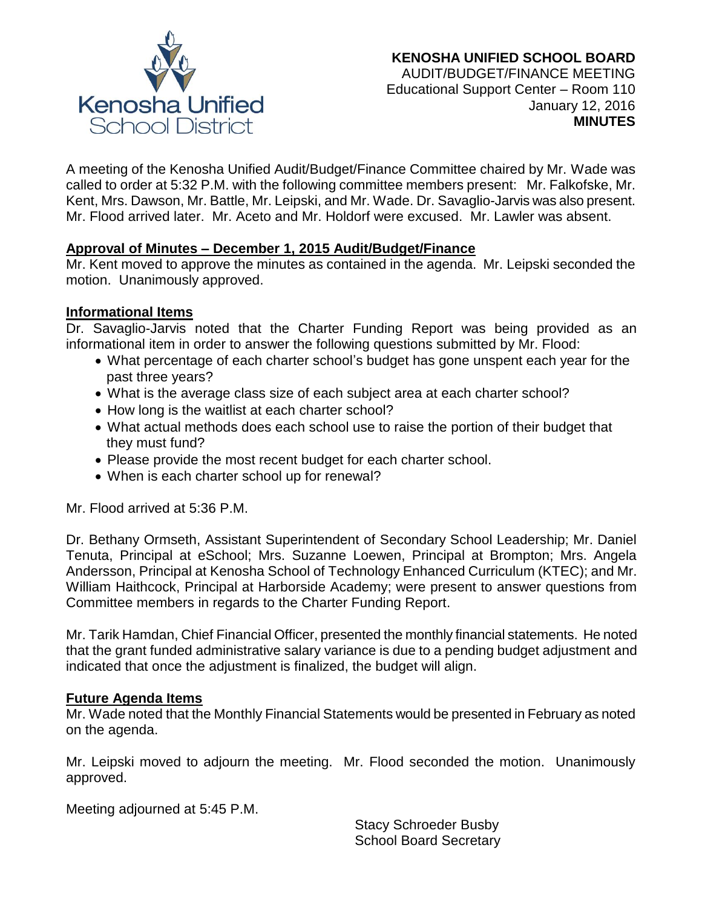**KENOSHA UNIFIED SCHOOL BOARD**
AUDIT/BUDGET/FINANCE MEETING
Educational Support Center – Room 110
January 12, 2016
**MINUTES**

A meeting of the Kenosha Unified Audit/Budget/Finance Committee chaired by Mr. Wade was called to order at 5:32 P.M. with the following committee members present: Mr. Falkofske, Mr. Kent, Mrs. Dawson, Mr. Battle, Mr. Leipski, and Mr. Wade. Dr. Savaglio-Jarvis was also present. Mr. Flood arrived later. Mr. Aceto and Mr. Holdorf were excused. Mr. Lawler was absent.

**Approval of Minutes – December 1, 2015 Audit/Budget/Finance**

Mr. Kent moved to approve the minutes as contained in the agenda. Mr. Leipski seconded the motion. Unanimously approved.

**Informational Items**

Dr. Savaglio-Jarvis noted that the Charter Funding Report was being provided as an informational item in order to answer the following questions submitted by Mr. Flood:

- What percentage of each charter school's budget has gone unspent each year for the past three years?
- What is the average class size of each subject area at each charter school?
- How long is the waitlist at each charter school?
- What actual methods does each school use to raise the portion of their budget that they must fund?
- Please provide the most recent budget for each charter school.
- When is each charter school up for renewal?

Mr. Flood arrived at 5:36 P.M.

Dr. Bethany Ormseth, Assistant Superintendent of Secondary School Leadership; Mr. Daniel Tenuta, Principal at eSchool; Mrs. Suzanne Loewen, Principal at Brompton; Mrs. Angela Andersson, Principal at Kenosha School of Technology Enhanced Curriculum (KTEC); and Mr. William Haithcock, Principal at Harborside Academy; were present to answer questions from Committee members in regards to the Charter Funding Report.

Mr. Tarik Hamdan, Chief Financial Officer, presented the monthly financial statements. He noted that the grant funded administrative salary variance is due to a pending budget adjustment and indicated that once the adjustment is finalized, the budget will align.

**Future Agenda Items**

Mr. Wade noted that the Monthly Financial Statements would be presented in February as noted on the agenda.

Mr. Leipski moved to adjourn the meeting. Mr. Flood seconded the motion. Unanimously approved.

Meeting adjourned at 5:45 P.M.

Stacy Schroeder Busby
School Board Secretary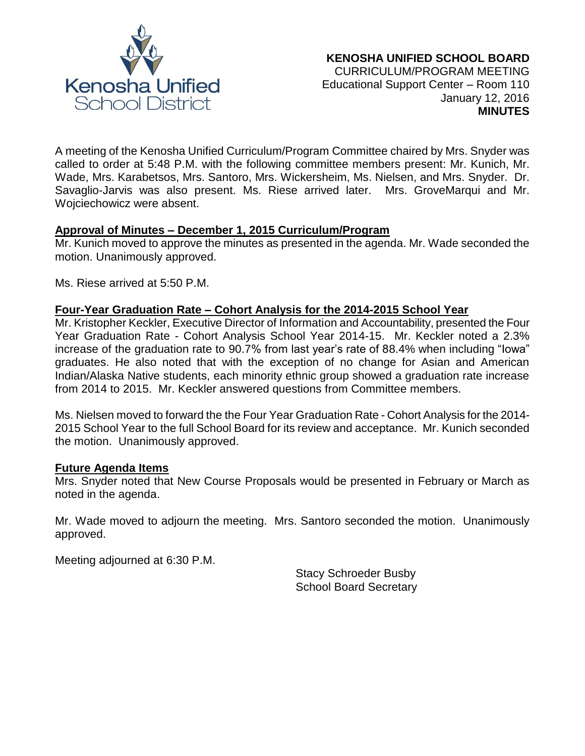**KENOSHA UNIFIED SCHOOL BOARD**
CURRICULUM/PROGRAM MEETING
Educational Support Center – Room 110
January 12, 2016
**MINUTES**

A meeting of the Kenosha Unified Curriculum/Program Committee chaired by Mrs. Snyder was called to order at 5:48 P.M. with the following committee members present: Mr. Kunich, Mr. Wade, Mrs. Karabetsos, Mrs. Santoro, Mrs. Wickersheim, Ms. Nielsen, and Mrs. Snyder. Dr. Savaglio-Jarvis was also present. Ms. Riese arrived later. Mrs. GroveMarqui and Mr. Wojciechowicz were absent.

**Approval of Minutes – December 1, 2015 Curriculum/Program**

Mr. Kunich moved to approve the minutes as presented in the agenda. Mr. Wade seconded the motion. Unanimously approved.

Ms. Riese arrived at 5:50 P.M.

**Four-Year Graduation Rate – Cohort Analysis for the 2014-2015 School Year**

Mr. Kristopher Keckler, Executive Director of Information and Accountability, presented the Four Year Graduation Rate - Cohort Analysis School Year 2014-15. Mr. Keckler noted a 2.3% increase of the graduation rate to 90.7% from last year's rate of 88.4% when including "Iowa" graduates. He also noted that with the exception of no change for Asian and American Indian/Alaska Native students, each minority ethnic group showed a graduation rate increase from 2014 to 2015. Mr. Keckler answered questions from Committee members.

Ms. Nielsen moved to forward the the Four Year Graduation Rate - Cohort Analysis for the 2014-2015 School Year to the full School Board for its review and acceptance. Mr. Kunich seconded the motion. Unanimously approved.

**Future Agenda Items**

Mrs. Snyder noted that New Course Proposals would be presented in February or March as noted in the agenda.

Mr. Wade moved to adjourn the meeting. Mrs. Santoro seconded the motion. Unanimously approved.

Meeting adjourned at 6:30 P.M.

Stacy Schroeder Busby
School Board Secretary